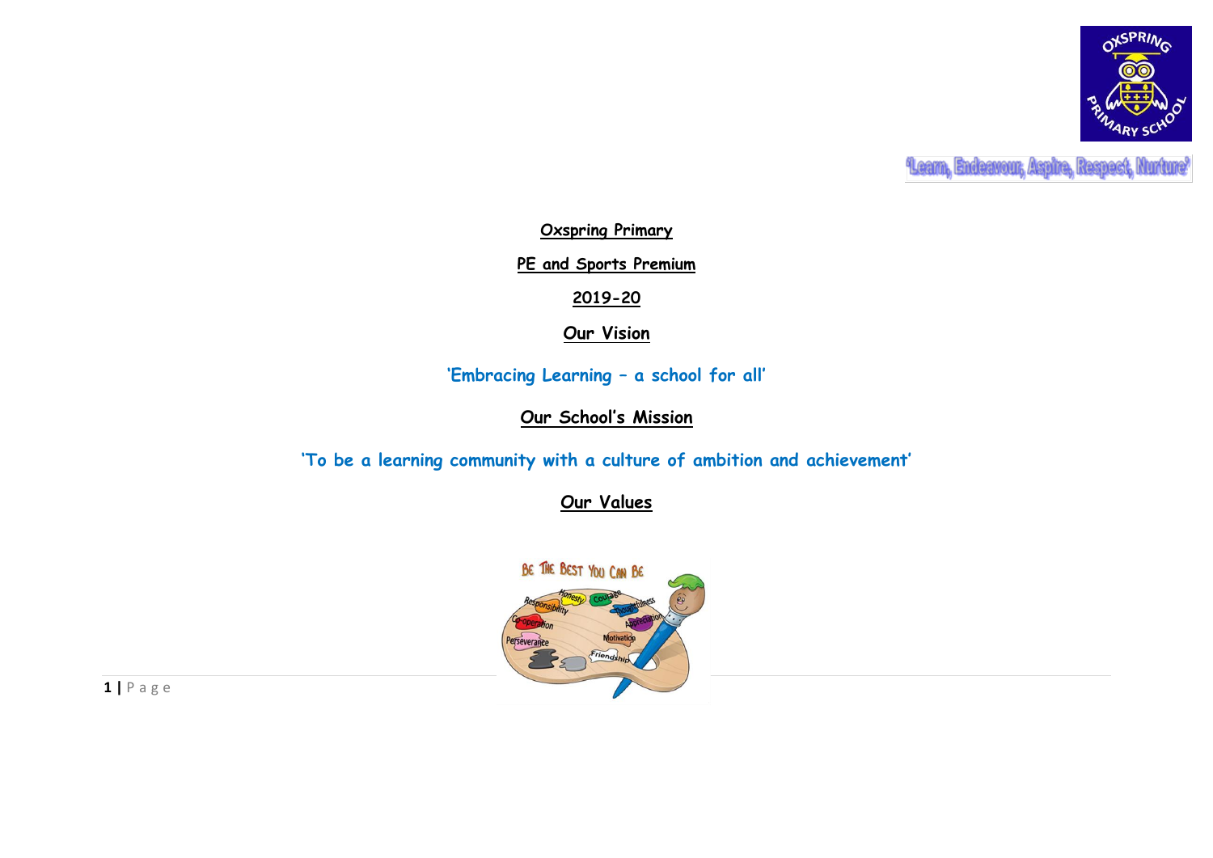'Learn, Endeavour, Aspire, Respect, Nurture'

**Oxspring Primary**

**PE and Sports Premium**

**2019-20**

## Our Vision

'Embracing Learning – a school for all'

## Our School's Mission

'To be a learning community with a culture of ambition and achievement'

## Our Values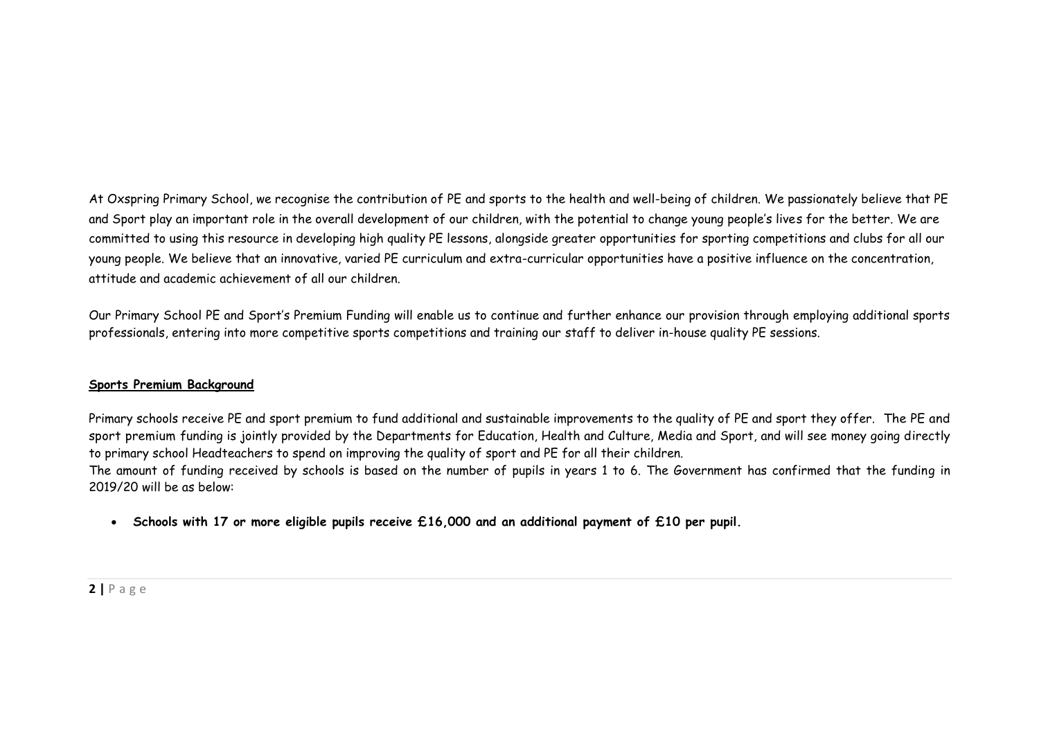At Oxspring Primary School, we recognise the contribution of PE and sports to the health and well-being of children. We passionately believe that PE and Sport play an important role in the overall development of our children, with the potential to change young people's lives for the better. We are committed to using this resource in developing high quality PE lessons, alongside greater opportunities for sporting competitions and clubs for all our young people. We believe that an innovative, varied PE curriculum and extra-curricular opportunities have a positive influence on the concentration, attitude and academic achievement of all our children.

Our Primary School PE and Sport's Premium Funding will enable us to continue and further enhance our provision through employing additional sports professionals, entering into more competitive sports competitions and training our staff to deliver in-house quality PE sessions.

**Sports Premium Background**

Primary schools receive PE and sport premium to fund additional and sustainable improvements to the quality of PE and sport they offer. The PE and sport premium funding is jointly provided by the Departments for Education, Health and Culture, Media and Sport, and will see money going directly to primary school Headteachers to spend on improving the quality of sport and PE for all their children.
The amount of funding received by schools is based on the number of pupils in years 1 to 6. The Government has confirmed that the funding in 2019/20 will be as below:

- **Schools with 17 or more eligible pupils receive £16,000 and an additional payment of £10 per pupil.**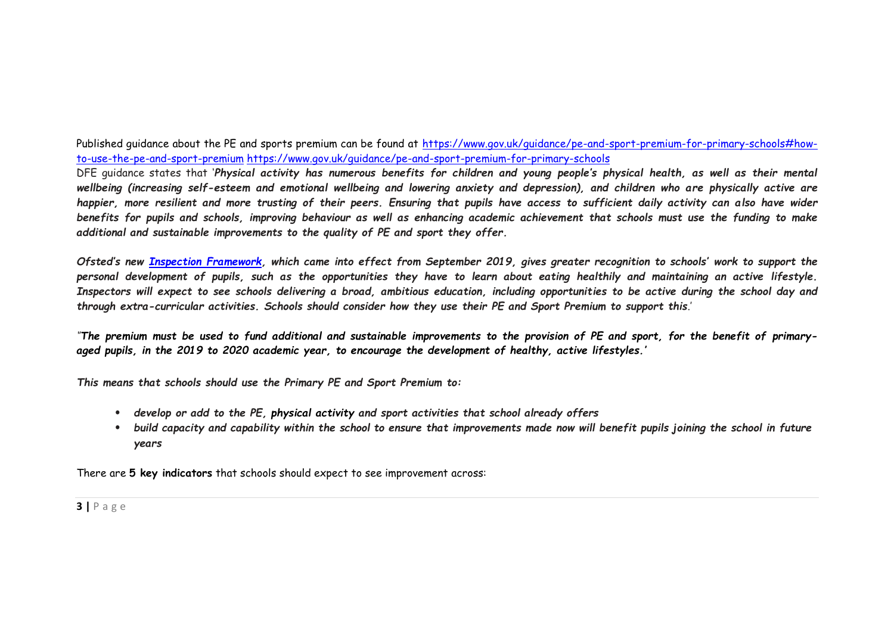Published guidance about the PE and sports premium can be found at [https://www.gov.uk/guidance/pe-and-sport-premium-for-primary-schools#how-to-use-the-pe-and-sport-premium](https://www.gov.uk/guidance/pe-and-sport-premium-for-primary-schools#how-to-use-the-pe-and-sport-premium) [https://www.gov.uk/guidance/pe-and-sport-premium-for-primary-schools](https://www.gov.uk/guidance/pe-and-sport-premium-for-primary-schools)

DFE guidance states that '***Physical activity has numerous benefits for children and young people's physical health, as well as their mental wellbeing (increasing self-esteem and emotional wellbeing and lowering anxiety and depression), and children who are physically active are happier, more resilient and more trusting of their peers. Ensuring that pupils have access to sufficient daily activity can also have wider benefits for pupils and schools, improving behaviour as well as enhancing academic achievement that schools must use the funding to make additional and sustainable improvements to the quality of PE and sport they offer.***

***Ofsted's new [Inspection Framework](), which came into effect from September 2019, gives greater recognition to schools' work to support the personal development of pupils, such as the opportunities they have to learn about eating healthily and maintaining an active lifestyle. Inspectors will expect to see schools delivering a broad, ambitious education, including opportunities to be active during the school day and through extra-curricular activities. Schools should consider how they use their PE and Sport Premium to support this**.'*

*''**The premium must be used to fund additional and sustainable improvements to the provision of PE and sport, for the benefit of primary-aged pupils, in the 2019 to 2020 academic year, to encourage the development of healthy, active lifestyles.'***

***This means that schools should use the Primary PE and Sport Premium to:***

- ***develop or add to the PE, physical activity and sport activities that school already offers***
- ***build capacity and capability within the school to ensure that improvements made now will benefit pupils joining the school in future years***

There are **5 key indicators** that schools should expect to see improvement across: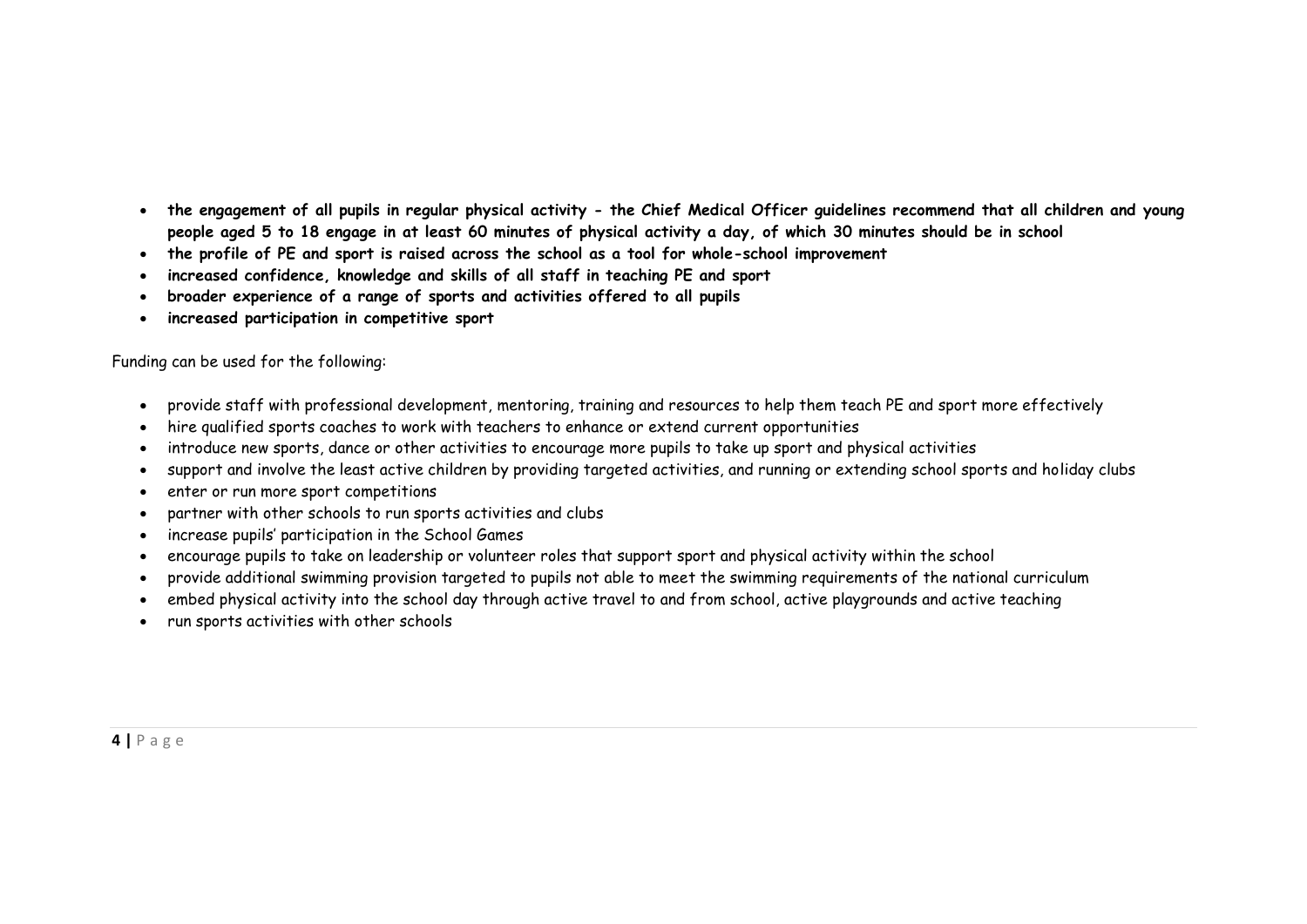- **the engagement of all pupils in regular physical activity - the Chief Medical Officer guidelines recommend that all children and young people aged 5 to 18 engage in at least 60 minutes of physical activity a day, of which 30 minutes should be in school**
- **the profile of PE and sport is raised across the school as a tool for whole-school improvement**
- **increased confidence, knowledge and skills of all staff in teaching PE and sport**
- **broader experience of a range of sports and activities offered to all pupils**
- **increased participation in competitive sport**

Funding can be used for the following:

- provide staff with professional development, mentoring, training and resources to help them teach PE and sport more effectively
- hire qualified sports coaches to work with teachers to enhance or extend current opportunities
- introduce new sports, dance or other activities to encourage more pupils to take up sport and physical activities
- support and involve the least active children by providing targeted activities, and running or extending school sports and holiday clubs
- enter or run more sport competitions
- partner with other schools to run sports activities and clubs
- increase pupils' participation in the School Games
- encourage pupils to take on leadership or volunteer roles that support sport and physical activity within the school
- provide additional swimming provision targeted to pupils not able to meet the swimming requirements of the national curriculum
- embed physical activity into the school day through active travel to and from school, active playgrounds and active teaching
- run sports activities with other schools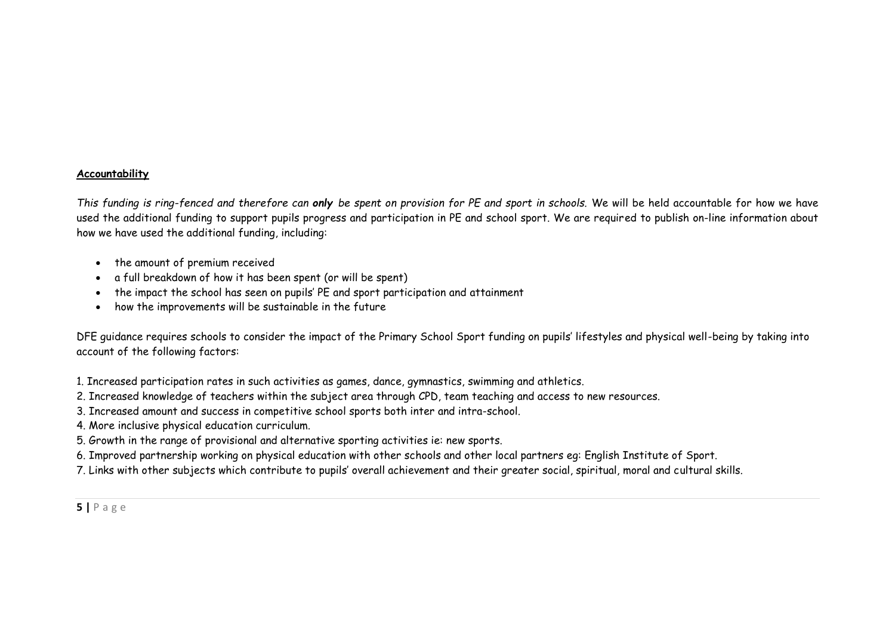**Accountability**

*This funding is ring-fenced and therefore can* ***only*** *be spent on provision for PE and sport in schools.* We will be held accountable for how we have used the additional funding to support pupils progress and participation in PE and school sport. We are required to publish on-line information about how we have used the additional funding, including:

- the amount of premium received
- a full breakdown of how it has been spent (or will be spent)
- the impact the school has seen on pupils' PE and sport participation and attainment
- how the improvements will be sustainable in the future

DFE guidance requires schools to consider the impact of the Primary School Sport funding on pupils' lifestyles and physical well-being by taking into account of the following factors:

1. Increased participation rates in such activities as games, dance, gymnastics, swimming and athletics.
2. Increased knowledge of teachers within the subject area through CPD, team teaching and access to new resources.
3. Increased amount and success in competitive school sports both inter and intra-school.
4. More inclusive physical education curriculum.
5. Growth in the range of provisional and alternative sporting activities ie: new sports.
6. Improved partnership working on physical education with other schools and other local partners eg: English Institute of Sport.
7. Links with other subjects which contribute to pupils' overall achievement and their greater social, spiritual, moral and cultural skills.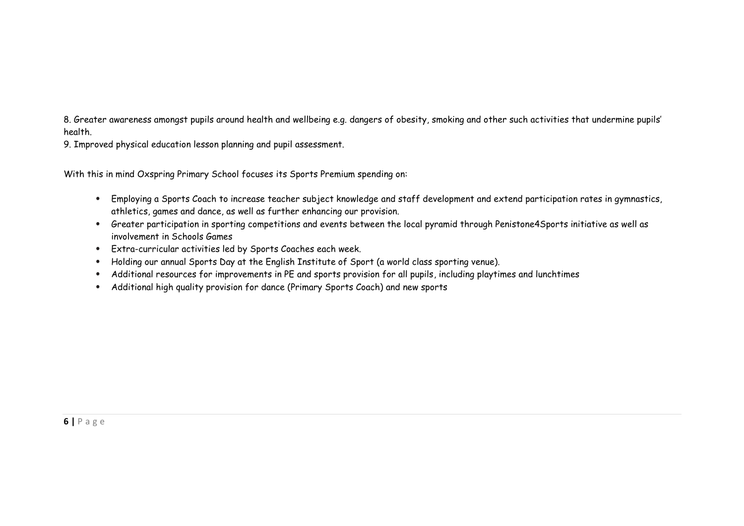8. Greater awareness amongst pupils around health and wellbeing e.g. dangers of obesity, smoking and other such activities that undermine pupils' health.

9. Improved physical education lesson planning and pupil assessment.

With this in mind Oxspring Primary School focuses its Sports Premium spending on:

- Employing a Sports Coach to increase teacher subject knowledge and staff development and extend participation rates in gymnastics, athletics, games and dance, as well as further enhancing our provision.
- Greater participation in sporting competitions and events between the local pyramid through Penistone4Sports initiative as well as involvement in Schools Games
- Extra-curricular activities led by Sports Coaches each week.
- Holding our annual Sports Day at the English Institute of Sport (a world class sporting venue).
- Additional resources for improvements in PE and sports provision for all pupils, including playtimes and lunchtimes
- Additional high quality provision for dance (Primary Sports Coach) and new sports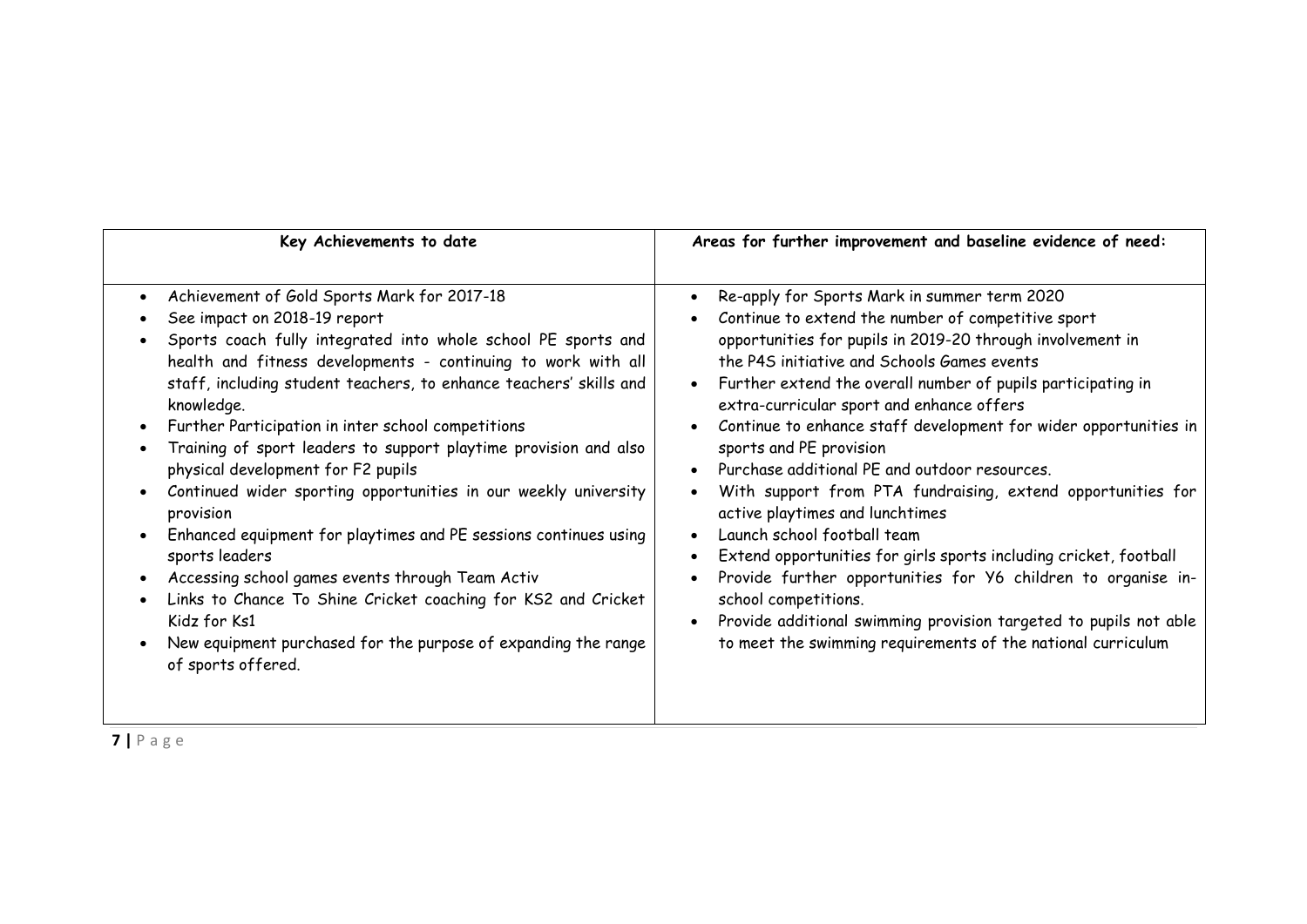| Key Achievements to date | Areas for further improvement and baseline evidence of need: |
|---|---|
| • Achievement of Gold Sports Mark for 2017-18<br>• See impact on 2018-19 report<br>• Sports coach fully integrated into whole school PE sports and health and fitness developments - continuing to work with all staff, including student teachers, to enhance teachers' skills and knowledge.<br>• Further Participation in inter school competitions<br>• Training of sport leaders to support playtime provision and also physical development for F2 pupils<br>• Continued wider sporting opportunities in our weekly university provision<br>• Enhanced equipment for playtimes and PE sessions continues using sports leaders<br>• Accessing school games events through Team Activ<br>• Links to Chance To Shine Cricket coaching for KS2 and Cricket Kidz for Ks1<br>• New equipment purchased for the purpose of expanding the range of sports offered. | • Re-apply for Sports Mark in summer term 2020<br>• Continue to extend the number of competitive sport opportunities for pupils in 2019-20 through involvement in the P4S initiative and Schools Games events<br>• Further extend the overall number of pupils participating in extra-curricular sport and enhance offers<br>• Continue to enhance staff development for wider opportunities in sports and PE provision<br>• Purchase additional PE and outdoor resources.<br>• With support from PTA fundraising, extend opportunities for active playtimes and lunchtimes<br>• Launch school football team<br>• Extend opportunities for girls sports including cricket, football<br>• Provide further opportunities for Y6 children to organise in-school competitions.<br>• Provide additional swimming provision targeted to pupils not able to meet the swimming requirements of the national curriculum |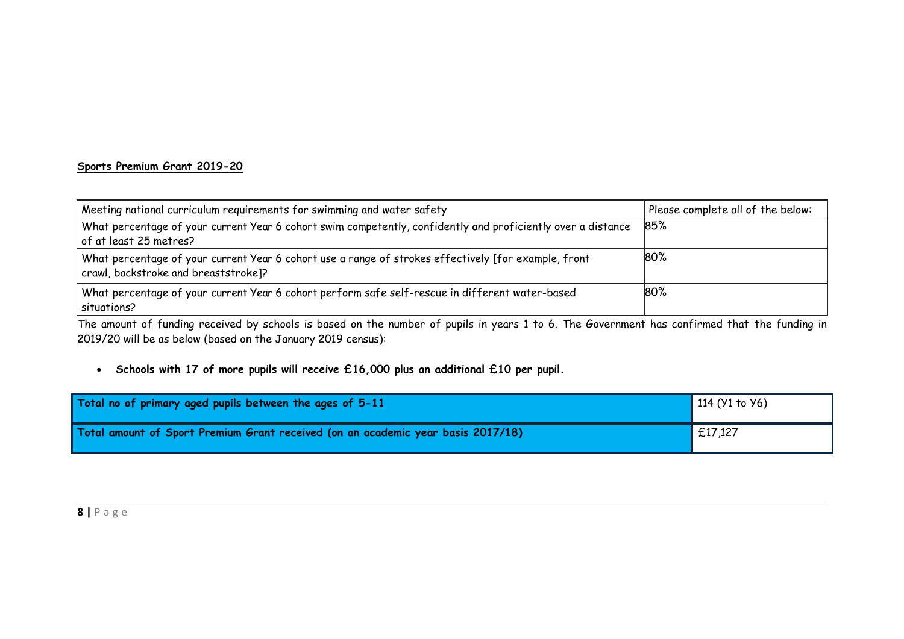**Sports Premium Grant 2019-20**

| Meeting national curriculum requirements for swimming and water safety | Please complete all of the below: |
|---|---|
| What percentage of your current Year 6 cohort swim competently, confidently and proficiently over a distance of at least 25 metres? | 85% |
| What percentage of your current Year 6 cohort use a range of strokes effectively [for example, front crawl, backstroke and breaststroke]? | 80% |
| What percentage of your current Year 6 cohort perform safe self-rescue in different water-based situations? | 80% |

The amount of funding received by schools is based on the number of pupils in years 1 to 6. The Government has confirmed that the funding in 2019/20 will be as below (based on the January 2019 census):

- **Schools with 17 of more pupils will receive £16,000 plus an additional £10 per pupil.**

| **Total no of primary aged pupils between the ages of 5-11** | 114 (Y1 to Y6) |
|---|---|
| **Total amount of Sport Premium Grant received (on an academic year basis 2017/18)** | £17,127 |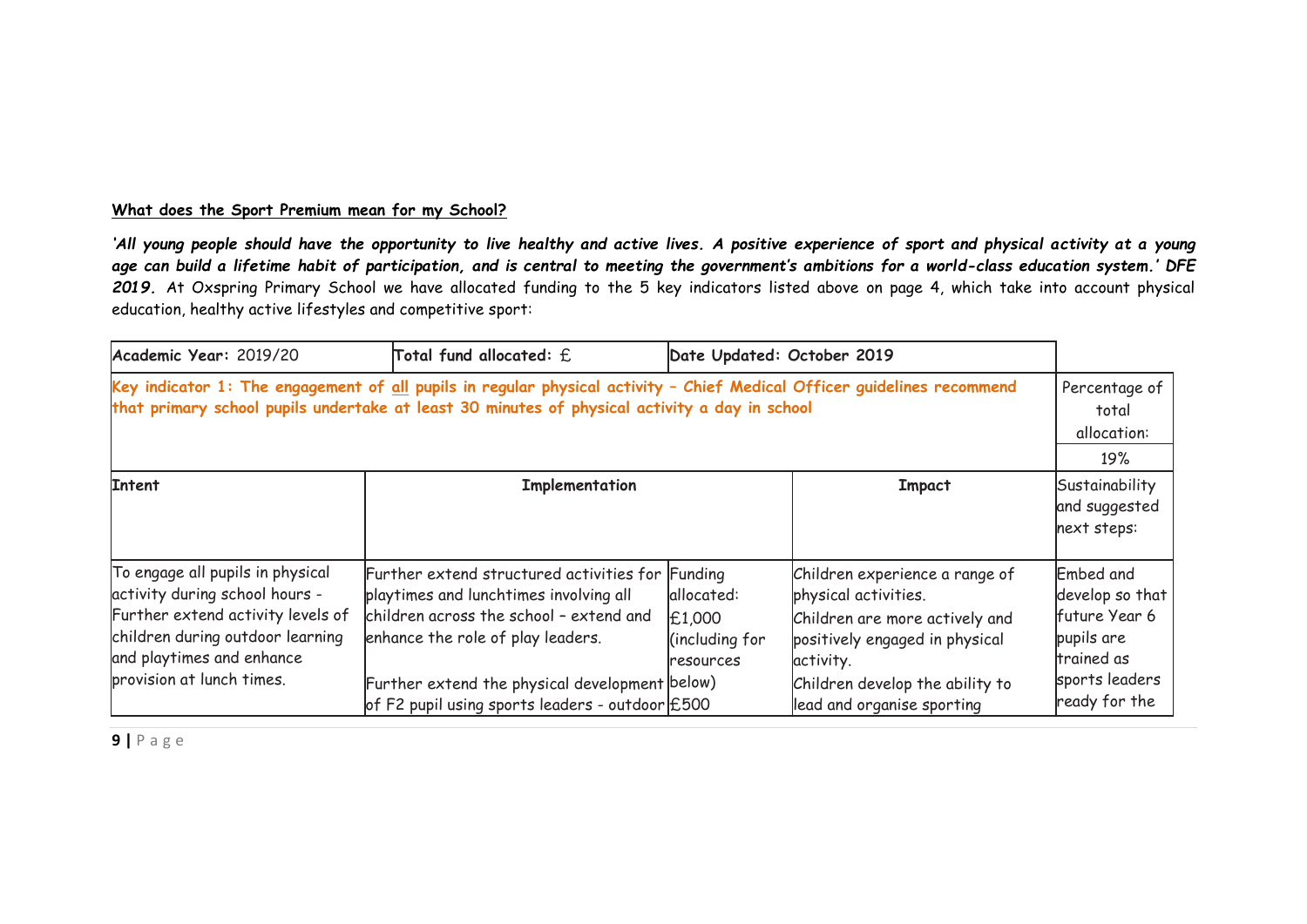**What does the Sport Premium mean for my School?**

***'All young people should have the opportunity to live healthy and active lives. A positive experience of sport and physical activity at a young age can build a lifetime habit of participation, and is central to meeting the government's ambitions for a world-class education system.' DFE 2019.*** At Oxspring Primary School we have allocated funding to the 5 key indicators listed above on page 4, which take into account physical education, healthy active lifestyles and competitive sport:

| **Academic Year:** 2019/20 | **Total fund allocated:** £ | | **Date Updated: October 2019** | |
|---|---|---|---|---|
| **Key indicator 1: The engagement of all pupils in regular physical activity – Chief Medical Officer guidelines recommend that primary school pupils undertake at least 30 minutes of physical activity a day in school** | | | | Percentage of total allocation: 19% |
| **Intent** | **Implementation** | | **Impact** | Sustainability and suggested next steps: |
| To engage all pupils in physical activity during school hours - Further extend activity levels of children during outdoor learning and playtimes and enhance provision at lunch times. | Further extend structured activities for playtimes and lunchtimes involving all children across the school – extend and enhance the role of play leaders.<br><br>Further extend the physical development of F2 pupil using sports leaders - outdoor | Funding allocated:<br>£1,000 (including for resources below)<br>£500 | Children experience a range of physical activities.<br>Children are more actively and positively engaged in physical activity.<br>Children develop the ability to lead and organise sporting | Embed and develop so that future Year 6 pupils are trained as sports leaders ready for the |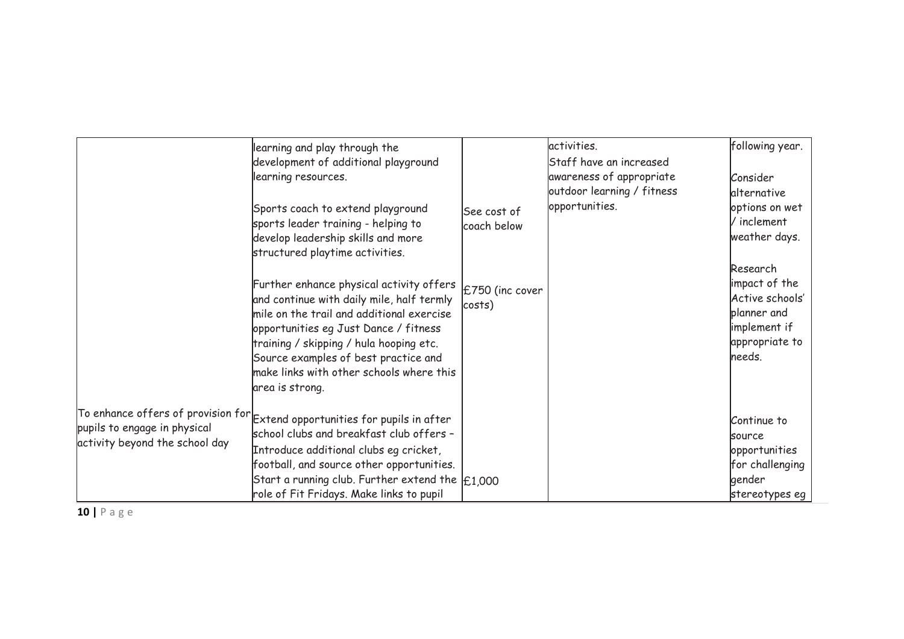| | | | | |
|---|---|---|---|---|
| | learning and play through the development of additional playground learning resources.<br><br>Sports coach to extend playground sports leader training - helping to develop leadership skills and more structured playtime activities.<br><br>Further enhance physical activity offers and continue with daily mile, half termly mile on the trail and additional exercise opportunities eg Just Dance / fitness training / skipping / hula hooping etc. Source examples of best practice and make links with other schools where this area is strong. | <br><br><br>See cost of coach below<br><br><br><br>£750 (inc cover costs) | activities.<br>Staff have an increased awareness of appropriate outdoor learning / fitness opportunities. | following year.<br><br>Consider alternative options on wet / inclement weather days.<br><br>Research impact of the Active schools' planner and implement if appropriate to needs. |
| To enhance offers of provision for pupils to engage in physical activity beyond the school day | Extend opportunities for pupils in after school clubs and breakfast club offers – Introduce additional clubs eg cricket, football, and source other opportunities. Start a running club. Further extend the role of Fit Fridays. Make links to pupil | <br><br><br><br>£1,000 | | Continue to source opportunities for challenging gender stereotypes eg |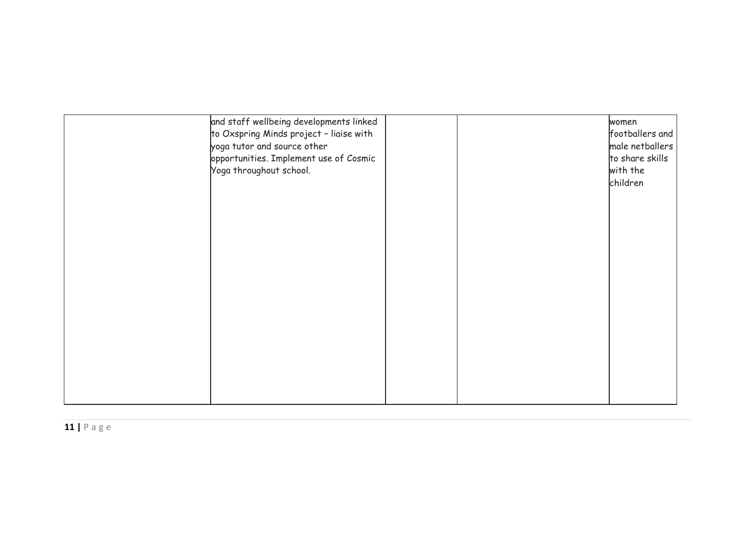| | | | | |
|---|---|---|---|---|
| | and staff wellbeing developments linked to Oxspring Minds project – liaise with yoga tutor and source other opportunities. Implement use of Cosmic Yoga throughout school. | | | women footballers and male netballers to share skills with the children |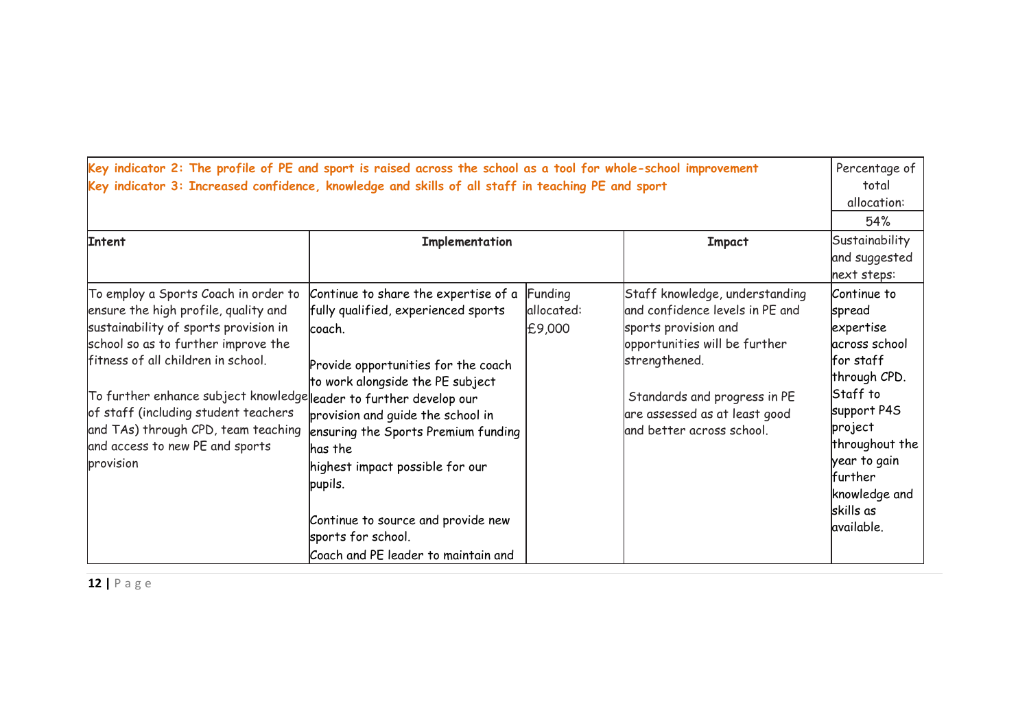| Key indicator 2: The profile of PE and sport is raised across the school as a tool for whole-school improvement<br>Key indicator 3: Increased confidence, knowledge and skills of all staff in teaching PE and sport | | | | Percentage of total allocation: |
|---|---|---|---|---|
| | | | | 54% |
| **Intent** | **Implementation** | | **Impact** | Sustainability and suggested next steps: |
| To employ a Sports Coach in order to ensure the high profile, quality and sustainability of sports provision in school so as to further improve the fitness of all children in school.<br><br>To further enhance subject knowledge of staff (including student teachers and TAs) through CPD, team teaching and access to new PE and sports provision | Continue to share the expertise of a fully qualified, experienced sports coach.<br><br>Provide opportunities for the coach to work alongside the PE subject leader to further develop our provision and guide the school in ensuring the Sports Premium funding has the highest impact possible for our pupils.<br><br>Continue to source and provide new sports for school.<br>Coach and PE leader to maintain and | Funding allocated: £9,000 | Staff knowledge, understanding and confidence levels in PE and sports provision and opportunities will be further strengthened.<br><br>Standards and progress in PE are assessed as at least good and better across school. | Continue to spread expertise across school for staff through CPD. Staff to support P4S project throughout the year to gain further knowledge and skills as available. |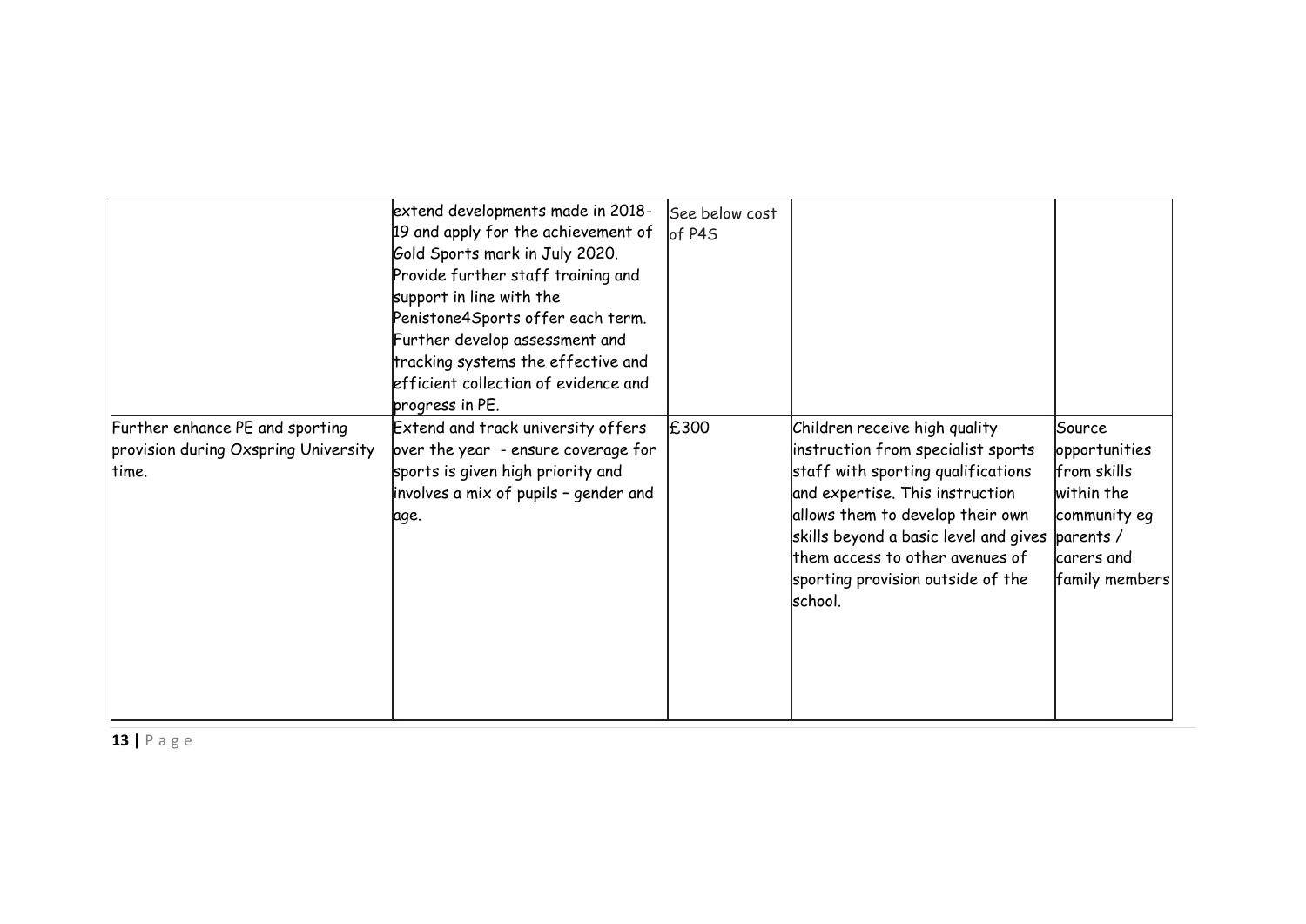| | | | | |
|---|---|---|---|---|
| | extend developments made in 2018-19 and apply for the achievement of Gold Sports mark in July 2020. Provide further staff training and support in line with the Penistone4Sports offer each term. Further develop assessment and tracking systems the effective and efficient collection of evidence and progress in PE. | See below cost of P4S | | |
| Further enhance PE and sporting provision during Oxspring University time. | Extend and track university offers over the year - ensure coverage for sports is given high priority and involves a mix of pupils – gender and age. | £300 | Children receive high quality instruction from specialist sports staff with sporting qualifications and expertise. This instruction allows them to develop their own skills beyond a basic level and gives them access to other avenues of sporting provision outside of the school. | Source opportunities from skills within the community eg parents / carers and family members |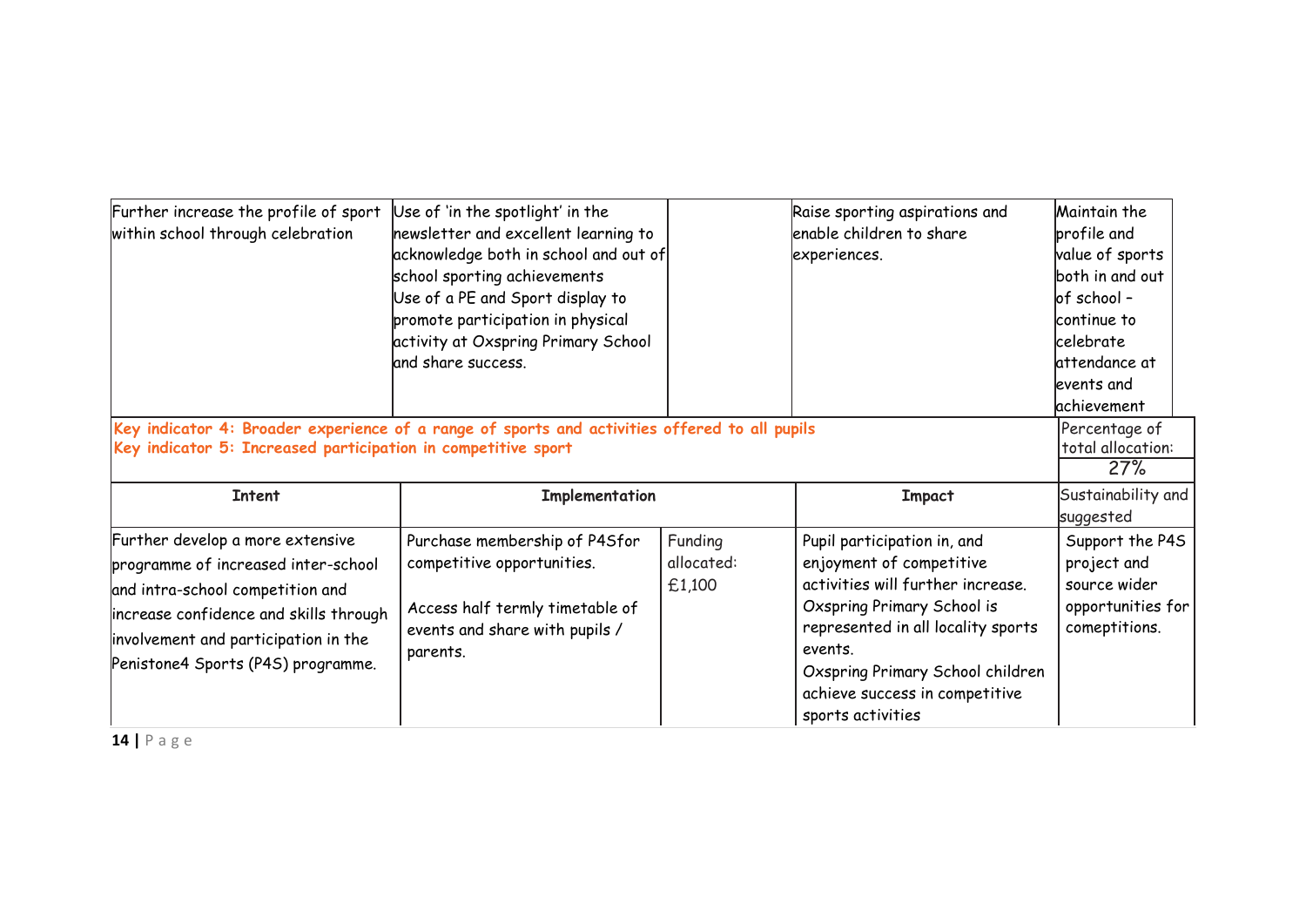| | | | | |
|---|---|---|---|---|
| Further increase the profile of sport within school through celebration | Use of 'in the spotlight' in the newsletter and excellent learning to acknowledge both in school and out of school sporting achievements<br>Use of a PE and Sport display to promote participation in physical activity at Oxspring Primary School and share success. | | Raise sporting aspirations and enable children to share experiences. | Maintain the profile and value of sports both in and out of school – continue to celebrate attendance at events and achievement |

| **Key indicator 4: Broader experience of a range of sports and activities offered to all pupils**<br>**Key indicator 5: Increased participation in competitive sport** | | | | Percentage of total allocation:<br>27% |
|---|---|---|---|---|
| **Intent** | **Implementation** | | **Impact** | Sustainability and suggested |
| Further develop a more extensive programme of increased inter-school and intra-school competition and increase confidence and skills through involvement and participation in the Penistone4 Sports (P4S) programme. | Purchase membership of P4Sfor competitive opportunities.<br><br>Access half termly timetable of events and share with pupils / parents. | Funding allocated:<br>£1,100 | Pupil participation in, and enjoyment of competitive activities will further increase.<br>Oxspring Primary School is represented in all locality sports events.<br>Oxspring Primary School children achieve success in competitive sports activities | Support the P4S project and source wider opportunities for comeptitions. |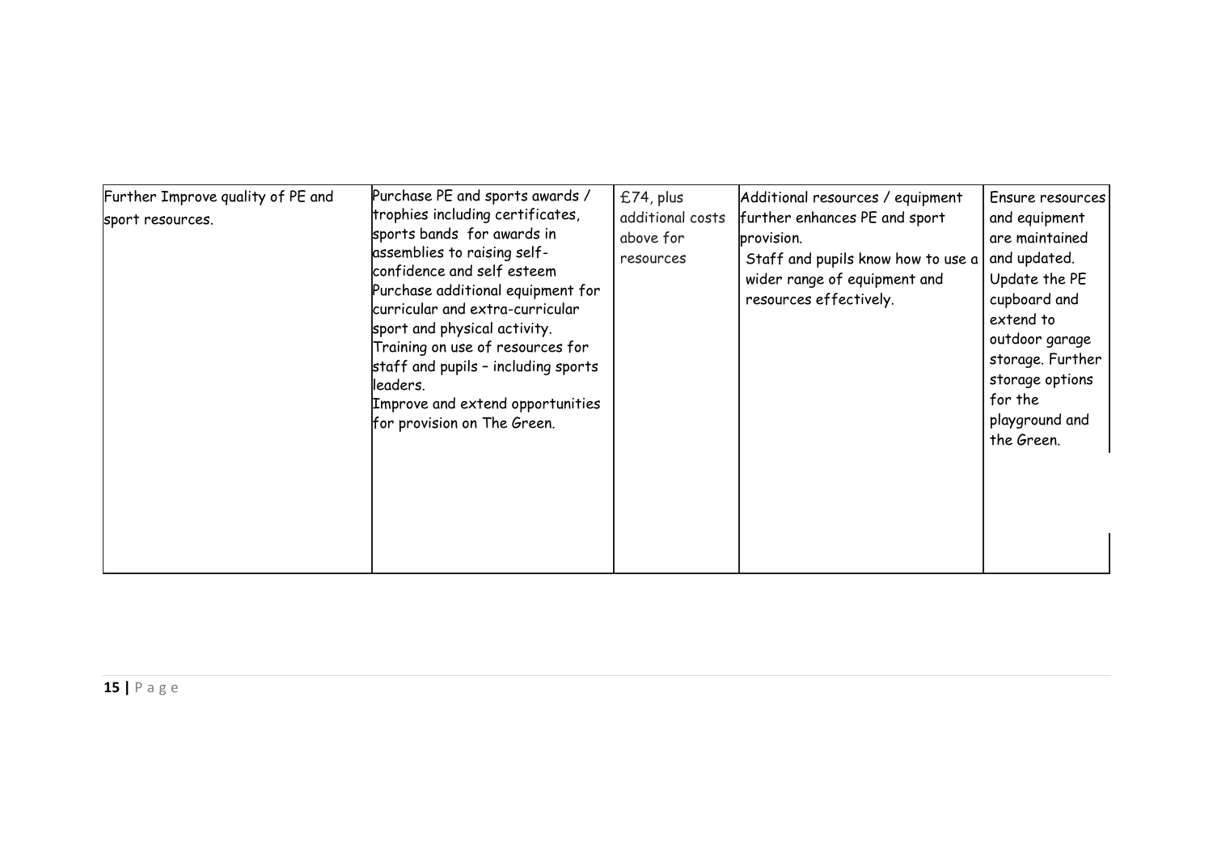| | | | | |
|---|---|---|---|---|
| Further Improve quality of PE and sport resources. | Purchase PE and sports awards / trophies including certificates, sports bands for awards in assemblies to raising self-confidence and self esteem<br>Purchase additional equipment for curricular and extra-curricular sport and physical activity.<br>Training on use of resources for staff and pupils – including sports leaders.<br>Improve and extend opportunities for provision on The Green. | £74, plus additional costs above for resources | Additional resources / equipment further enhances PE and sport provision.<br>Staff and pupils know how to use a wider range of equipment and resources effectively. | Ensure resources and equipment are maintained and updated. Update the PE cupboard and extend to outdoor garage storage. Further storage options for the playground and the Green. |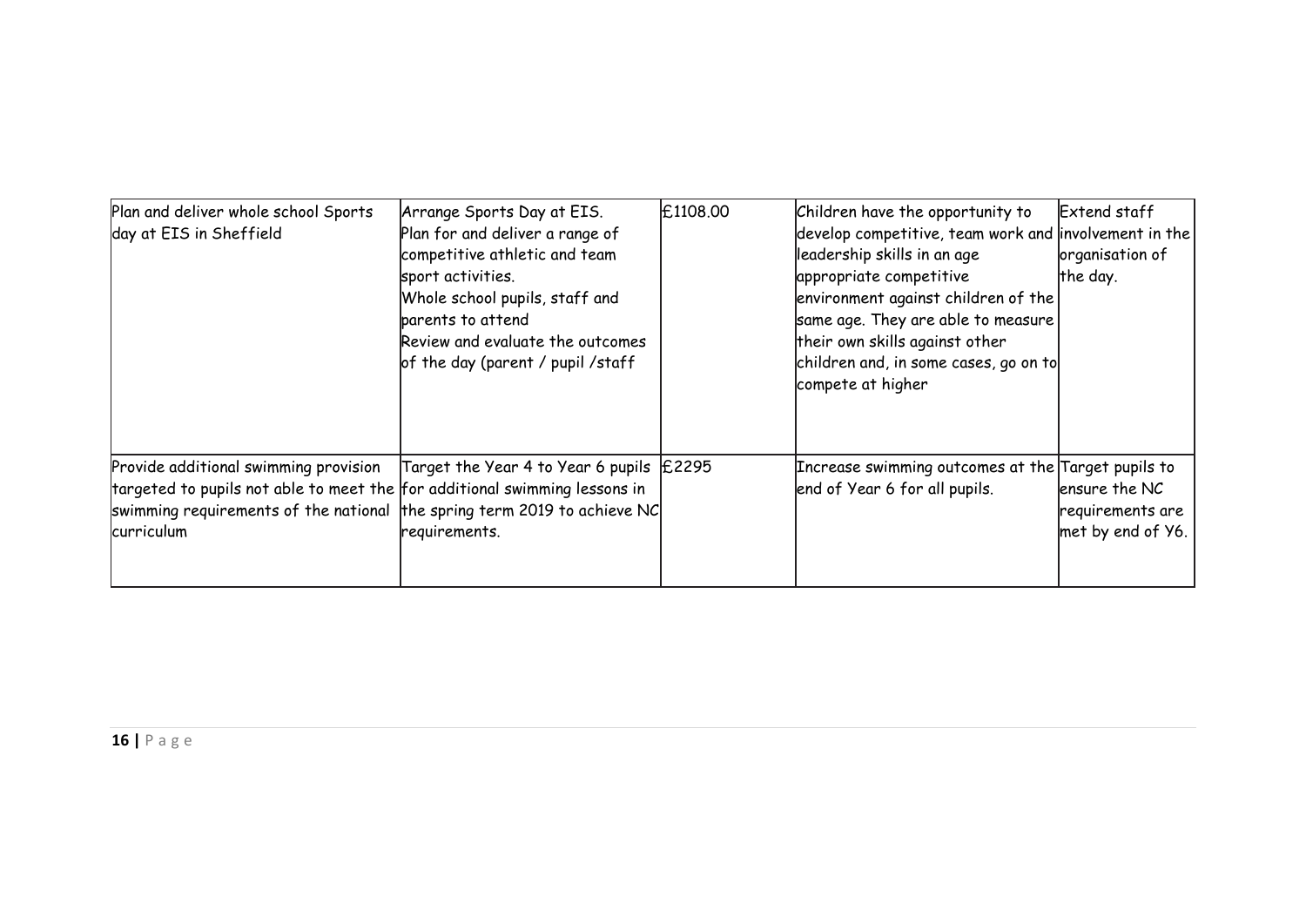| | | | | |
|---|---|---|---|---|
| Plan and deliver whole school Sports day at EIS in Sheffield | Arrange Sports Day at EIS.<br>Plan for and deliver a range of competitive athletic and team sport activities.<br>Whole school pupils, staff and parents to attend<br>Review and evaluate the outcomes of the day (parent / pupil /staff | £1108.00 | Children have the opportunity to develop competitive, team work and leadership skills in an age appropriate competitive environment against children of the same age. They are able to measure their own skills against other children and, in some cases, go on to compete at higher | Extend staff involvement in the organisation of the day. |
| Provide additional swimming provision targeted to pupils not able to meet the swimming requirements of the national curriculum | Target the Year 4 to Year 6 pupils for additional swimming lessons in the spring term 2019 to achieve NC requirements. | £2295 | Increase swimming outcomes at the end of Year 6 for all pupils. | Target pupils to ensure the NC requirements are met by end of Y6. |